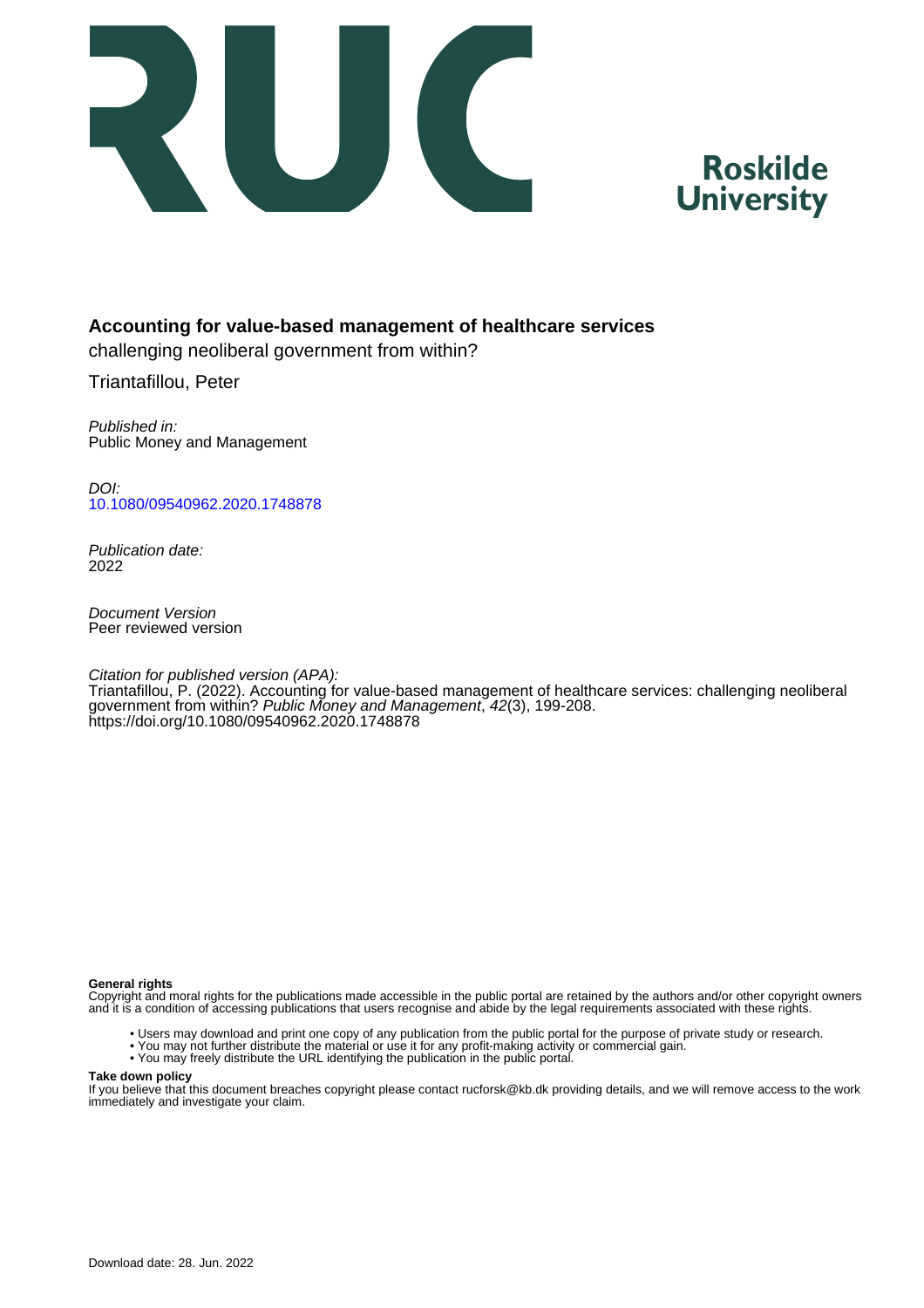Roskilde University

# Accounting for value-based management of healthcare services

challenging neoliberal government from within?

Triantafillou, Peter

*Published in:*
Public Money and Management

*DOI:*
[10.1080/09540962.2020.1748878](https://doi.org/10.1080/09540962.2020.1748878)

*Publication date:*
2022

*Document Version*
Peer reviewed version

*Citation for published version (APA):*
Triantafillou, P. (2022). Accounting for value-based management of healthcare services: challenging neoliberal government from within? *Public Money and Management*, *42*(3), 199-208. https://doi.org/10.1080/09540962.2020.1748878

**General rights**
Copyright and moral rights for the publications made accessible in the public portal are retained by the authors and/or other copyright owners and it is a condition of accessing publications that users recognise and abide by the legal requirements associated with these rights.

- Users may download and print one copy of any publication from the public portal for the purpose of private study or research.
- You may not further distribute the material or use it for any profit-making activity or commercial gain.
- You may freely distribute the URL identifying the publication in the public portal.

**Take down policy**
If you believe that this document breaches copyright please contact rucforsk@kb.dk providing details, and we will remove access to the work immediately and investigate your claim.

Download date: 28. Jun. 2022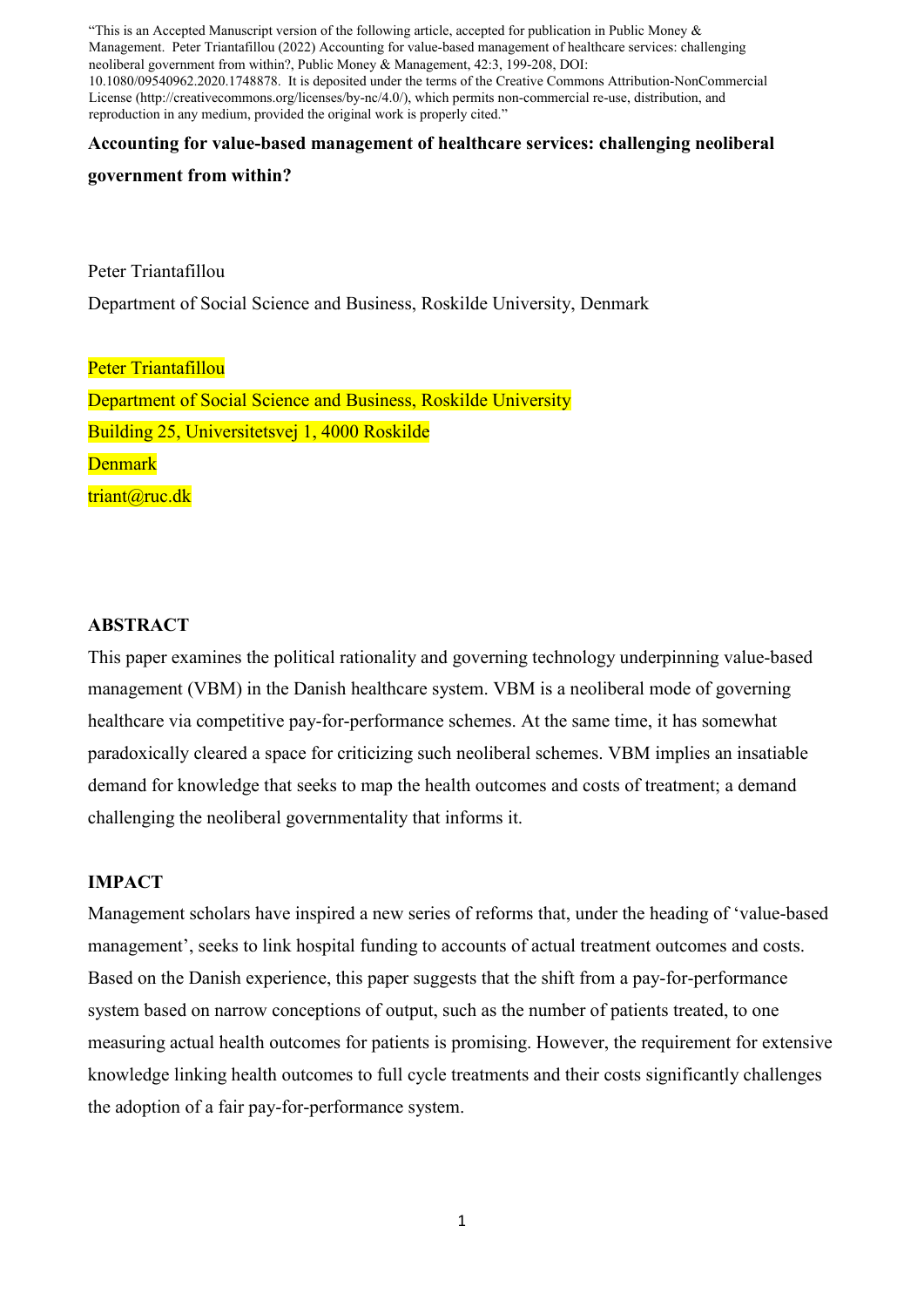"This is an Accepted Manuscript version of the following article, accepted for publication in Public Money & Management. Peter Triantafillou (2022) Accounting for value-based management of healthcare services: challenging neoliberal government from within?, Public Money & Management, 42:3, 199-208, DOI: 10.1080/09540962.2020.1748878. It is deposited under the terms of the Creative Commons Attribution-NonCommercial License (http://creativecommons.org/licenses/by-nc/4.0/), which permits non-commercial re-use, distribution, and reproduction in any medium, provided the original work is properly cited."

# Accounting for value-based management of healthcare services: challenging neoliberal government from within?

Peter Triantafillou

Department of Social Science and Business, Roskilde University, Denmark

Peter Triantafillou

Department of Social Science and Business, Roskilde University

Building 25, Universitetsvej 1, 4000 Roskilde

Denmark

triant@ruc.dk

## ABSTRACT

This paper examines the political rationality and governing technology underpinning value-based management (VBM) in the Danish healthcare system. VBM is a neoliberal mode of governing healthcare via competitive pay-for-performance schemes. At the same time, it has somewhat paradoxically cleared a space for criticizing such neoliberal schemes. VBM implies an insatiable demand for knowledge that seeks to map the health outcomes and costs of treatment; a demand challenging the neoliberal governmentality that informs it.

## IMPACT

Management scholars have inspired a new series of reforms that, under the heading of 'value-based management', seeks to link hospital funding to accounts of actual treatment outcomes and costs. Based on the Danish experience, this paper suggests that the shift from a pay-for-performance system based on narrow conceptions of output, such as the number of patients treated, to one measuring actual health outcomes for patients is promising. However, the requirement for extensive knowledge linking health outcomes to full cycle treatments and their costs significantly challenges the adoption of a fair pay-for-performance system.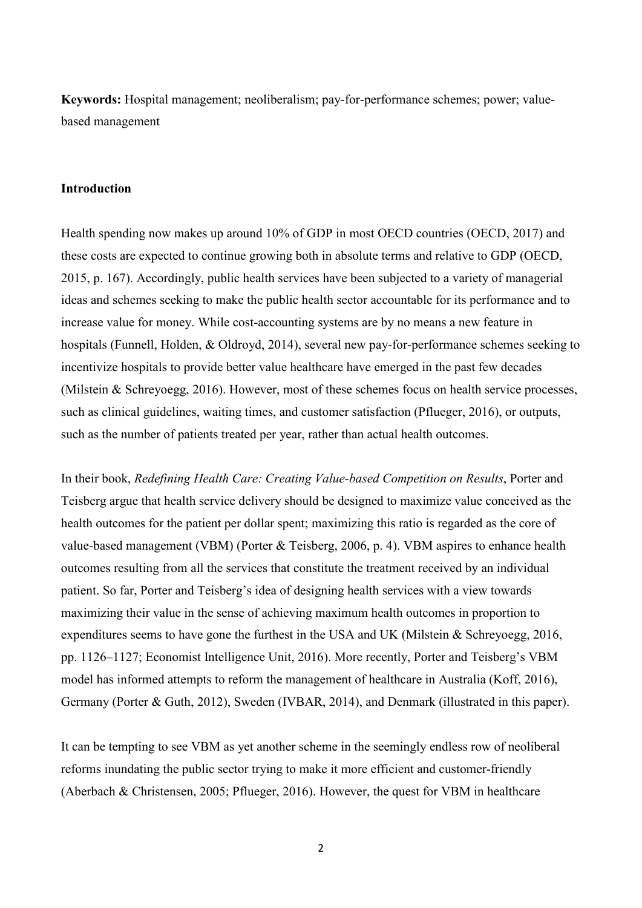**Keywords:** Hospital management; neoliberalism; pay-for-performance schemes; power; value-based management

## Introduction

Health spending now makes up around 10% of GDP in most OECD countries (OECD, 2017) and these costs are expected to continue growing both in absolute terms and relative to GDP (OECD, 2015, p. 167). Accordingly, public health services have been subjected to a variety of managerial ideas and schemes seeking to make the public health sector accountable for its performance and to increase value for money. While cost-accounting systems are by no means a new feature in hospitals (Funnell, Holden, & Oldroyd, 2014), several new pay-for-performance schemes seeking to incentivize hospitals to provide better value healthcare have emerged in the past few decades (Milstein & Schreyoegg, 2016). However, most of these schemes focus on health service processes, such as clinical guidelines, waiting times, and customer satisfaction (Pflueger, 2016), or outputs, such as the number of patients treated per year, rather than actual health outcomes.

In their book, *Redefining Health Care: Creating Value-based Competition on Results*, Porter and Teisberg argue that health service delivery should be designed to maximize value conceived as the health outcomes for the patient per dollar spent; maximizing this ratio is regarded as the core of value-based management (VBM) (Porter & Teisberg, 2006, p. 4). VBM aspires to enhance health outcomes resulting from all the services that constitute the treatment received by an individual patient. So far, Porter and Teisberg's idea of designing health services with a view towards maximizing their value in the sense of achieving maximum health outcomes in proportion to expenditures seems to have gone the furthest in the USA and UK (Milstein & Schreyoegg, 2016, pp. 1126–1127; Economist Intelligence Unit, 2016). More recently, Porter and Teisberg's VBM model has informed attempts to reform the management of healthcare in Australia (Koff, 2016), Germany (Porter & Guth, 2012), Sweden (IVBAR, 2014), and Denmark (illustrated in this paper).

It can be tempting to see VBM as yet another scheme in the seemingly endless row of neoliberal reforms inundating the public sector trying to make it more efficient and customer-friendly (Aberbach & Christensen, 2005; Pflueger, 2016). However, the quest for VBM in healthcare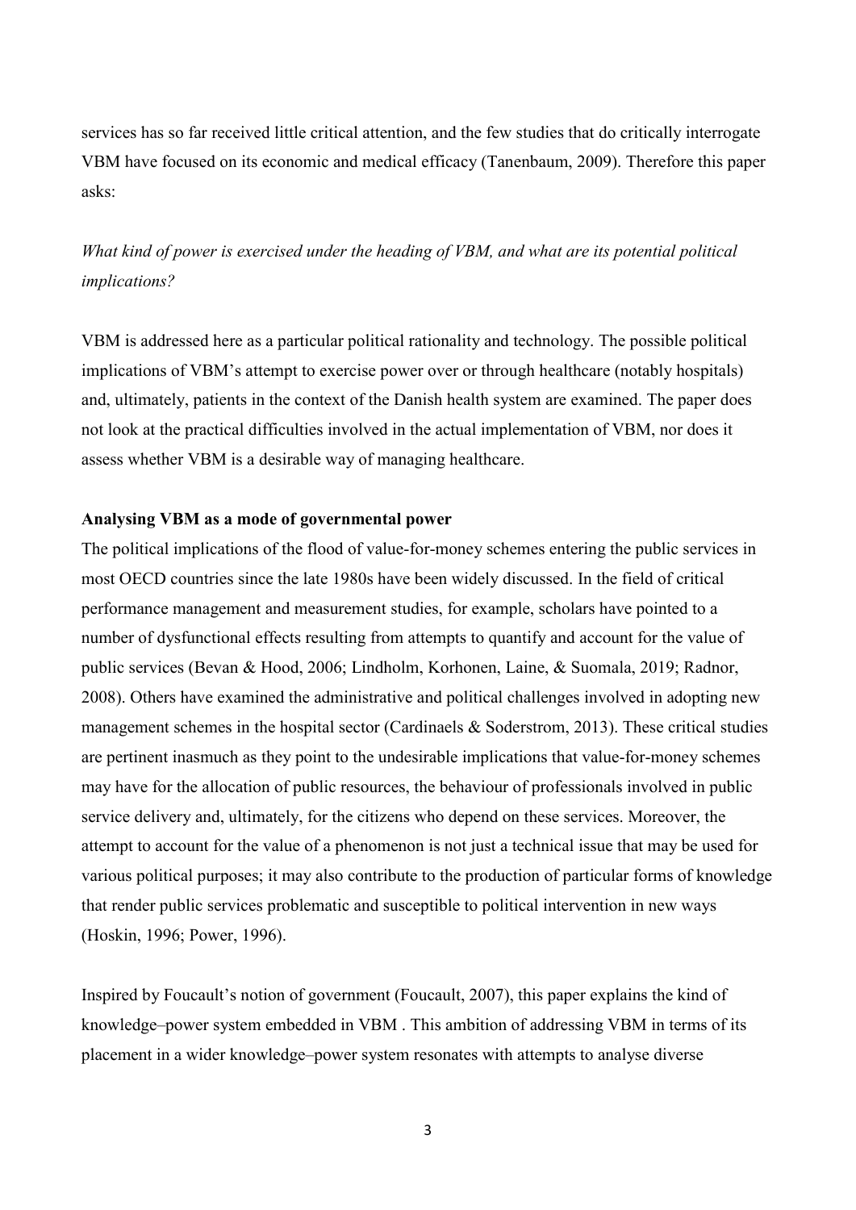services has so far received little critical attention, and the few studies that do critically interrogate VBM have focused on its economic and medical efficacy (Tanenbaum, 2009). Therefore this paper asks:

*What kind of power is exercised under the heading of VBM, and what are its potential political implications?*

VBM is addressed here as a particular political rationality and technology. The possible political implications of VBM's attempt to exercise power over or through healthcare (notably hospitals) and, ultimately, patients in the context of the Danish health system are examined. The paper does not look at the practical difficulties involved in the actual implementation of VBM, nor does it assess whether VBM is a desirable way of managing healthcare.

## Analysing VBM as a mode of governmental power

The political implications of the flood of value-for-money schemes entering the public services in most OECD countries since the late 1980s have been widely discussed. In the field of critical performance management and measurement studies, for example, scholars have pointed to a number of dysfunctional effects resulting from attempts to quantify and account for the value of public services (Bevan & Hood, 2006; Lindholm, Korhonen, Laine, & Suomala, 2019; Radnor, 2008). Others have examined the administrative and political challenges involved in adopting new management schemes in the hospital sector (Cardinaels & Soderstrom, 2013). These critical studies are pertinent inasmuch as they point to the undesirable implications that value-for-money schemes may have for the allocation of public resources, the behaviour of professionals involved in public service delivery and, ultimately, for the citizens who depend on these services. Moreover, the attempt to account for the value of a phenomenon is not just a technical issue that may be used for various political purposes; it may also contribute to the production of particular forms of knowledge that render public services problematic and susceptible to political intervention in new ways (Hoskin, 1996; Power, 1996).

Inspired by Foucault's notion of government (Foucault, 2007), this paper explains the kind of knowledge–power system embedded in VBM . This ambition of addressing VBM in terms of its placement in a wider knowledge–power system resonates with attempts to analyse diverse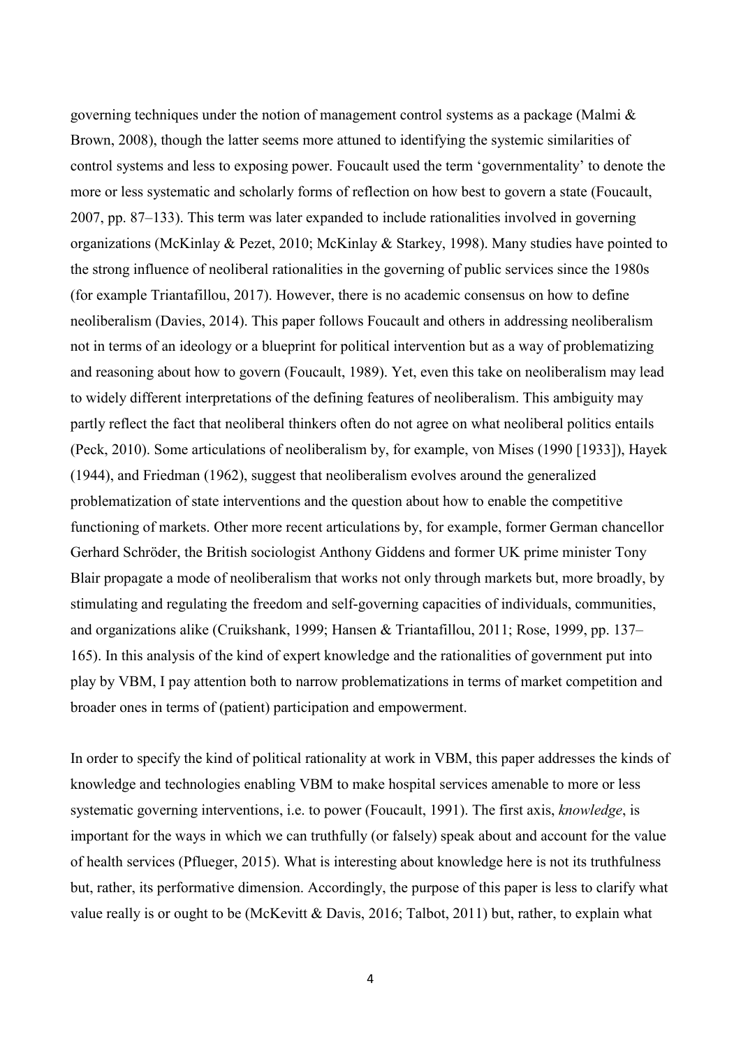governing techniques under the notion of management control systems as a package (Malmi & Brown, 2008), though the latter seems more attuned to identifying the systemic similarities of control systems and less to exposing power. Foucault used the term 'governmentality' to denote the more or less systematic and scholarly forms of reflection on how best to govern a state (Foucault, 2007, pp. 87–133). This term was later expanded to include rationalities involved in governing organizations (McKinlay & Pezet, 2010; McKinlay & Starkey, 1998). Many studies have pointed to the strong influence of neoliberal rationalities in the governing of public services since the 1980s (for example Triantafillou, 2017). However, there is no academic consensus on how to define neoliberalism (Davies, 2014). This paper follows Foucault and others in addressing neoliberalism not in terms of an ideology or a blueprint for political intervention but as a way of problematizing and reasoning about how to govern (Foucault, 1989). Yet, even this take on neoliberalism may lead to widely different interpretations of the defining features of neoliberalism. This ambiguity may partly reflect the fact that neoliberal thinkers often do not agree on what neoliberal politics entails (Peck, 2010). Some articulations of neoliberalism by, for example, von Mises (1990 [1933]), Hayek (1944), and Friedman (1962), suggest that neoliberalism evolves around the generalized problematization of state interventions and the question about how to enable the competitive functioning of markets. Other more recent articulations by, for example, former German chancellor Gerhard Schröder, the British sociologist Anthony Giddens and former UK prime minister Tony Blair propagate a mode of neoliberalism that works not only through markets but, more broadly, by stimulating and regulating the freedom and self-governing capacities of individuals, communities, and organizations alike (Cruikshank, 1999; Hansen & Triantafillou, 2011; Rose, 1999, pp. 137–165). In this analysis of the kind of expert knowledge and the rationalities of government put into play by VBM, I pay attention both to narrow problematizations in terms of market competition and broader ones in terms of (patient) participation and empowerment.

In order to specify the kind of political rationality at work in VBM, this paper addresses the kinds of knowledge and technologies enabling VBM to make hospital services amenable to more or less systematic governing interventions, i.e. to power (Foucault, 1991). The first axis, *knowledge*, is important for the ways in which we can truthfully (or falsely) speak about and account for the value of health services (Pflueger, 2015). What is interesting about knowledge here is not its truthfulness but, rather, its performative dimension. Accordingly, the purpose of this paper is less to clarify what value really is or ought to be (McKevitt & Davis, 2016; Talbot, 2011) but, rather, to explain what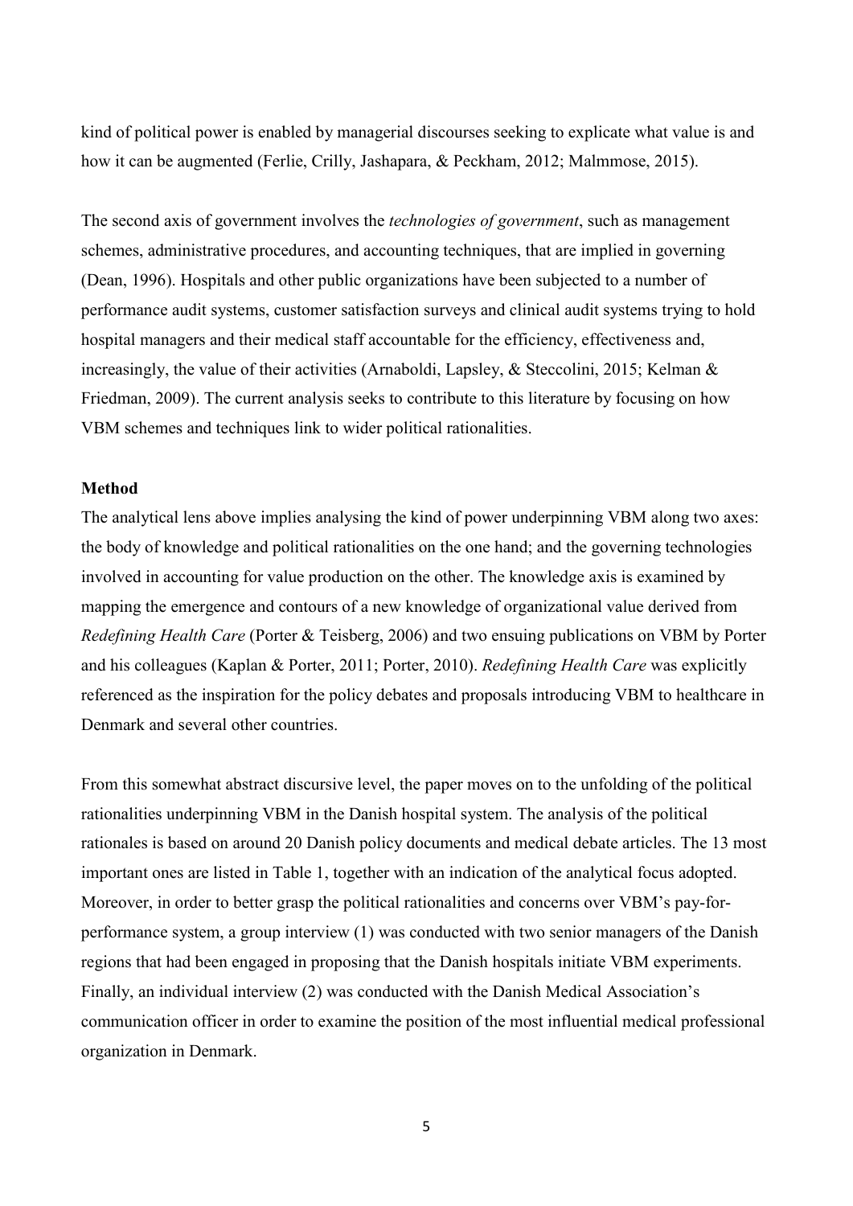kind of political power is enabled by managerial discourses seeking to explicate what value is and how it can be augmented (Ferlie, Crilly, Jashapara, & Peckham, 2012; Malmmose, 2015).

The second axis of government involves the *technologies of government*, such as management schemes, administrative procedures, and accounting techniques, that are implied in governing (Dean, 1996). Hospitals and other public organizations have been subjected to a number of performance audit systems, customer satisfaction surveys and clinical audit systems trying to hold hospital managers and their medical staff accountable for the efficiency, effectiveness and, increasingly, the value of their activities (Arnaboldi, Lapsley, & Steccolini, 2015; Kelman & Friedman, 2009). The current analysis seeks to contribute to this literature by focusing on how VBM schemes and techniques link to wider political rationalities.

**Method**

The analytical lens above implies analysing the kind of power underpinning VBM along two axes: the body of knowledge and political rationalities on the one hand; and the governing technologies involved in accounting for value production on the other. The knowledge axis is examined by mapping the emergence and contours of a new knowledge of organizational value derived from *Redefining Health Care* (Porter & Teisberg, 2006) and two ensuing publications on VBM by Porter and his colleagues (Kaplan & Porter, 2011; Porter, 2010). *Redefining Health Care* was explicitly referenced as the inspiration for the policy debates and proposals introducing VBM to healthcare in Denmark and several other countries.

From this somewhat abstract discursive level, the paper moves on to the unfolding of the political rationalities underpinning VBM in the Danish hospital system. The analysis of the political rationales is based on around 20 Danish policy documents and medical debate articles. The 13 most important ones are listed in Table 1, together with an indication of the analytical focus adopted. Moreover, in order to better grasp the political rationalities and concerns over VBM's pay-for-performance system, a group interview (1) was conducted with two senior managers of the Danish regions that had been engaged in proposing that the Danish hospitals initiate VBM experiments. Finally, an individual interview (2) was conducted with the Danish Medical Association's communication officer in order to examine the position of the most influential medical professional organization in Denmark.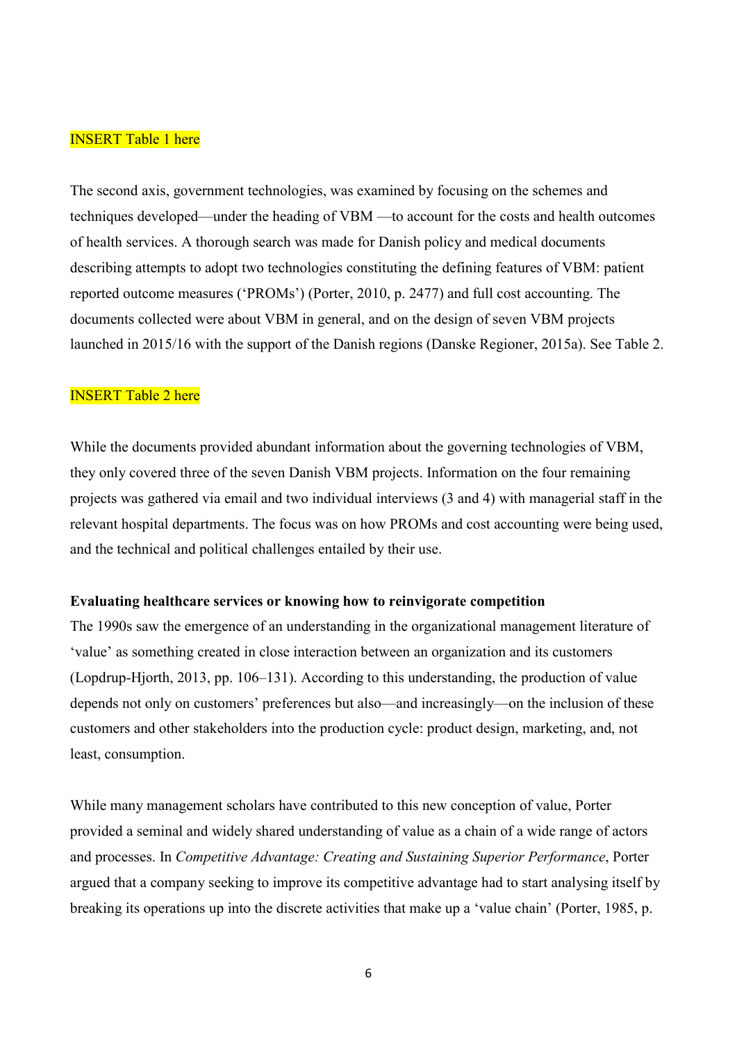INSERT Table 1 here

The second axis, government technologies, was examined by focusing on the schemes and techniques developed—under the heading of VBM —to account for the costs and health outcomes of health services. A thorough search was made for Danish policy and medical documents describing attempts to adopt two technologies constituting the defining features of VBM: patient reported outcome measures ('PROMs') (Porter, 2010, p. 2477) and full cost accounting. The documents collected were about VBM in general, and on the design of seven VBM projects launched in 2015/16 with the support of the Danish regions (Danske Regioner, 2015a). See Table 2.

INSERT Table 2 here

While the documents provided abundant information about the governing technologies of VBM, they only covered three of the seven Danish VBM projects. Information on the four remaining projects was gathered via email and two individual interviews (3 and 4) with managerial staff in the relevant hospital departments. The focus was on how PROMs and cost accounting were being used, and the technical and political challenges entailed by their use.

**Evaluating healthcare services or knowing how to reinvigorate competition**

The 1990s saw the emergence of an understanding in the organizational management literature of 'value' as something created in close interaction between an organization and its customers (Lopdrup-Hjorth, 2013, pp. 106–131). According to this understanding, the production of value depends not only on customers' preferences but also—and increasingly—on the inclusion of these customers and other stakeholders into the production cycle: product design, marketing, and, not least, consumption.

While many management scholars have contributed to this new conception of value, Porter provided a seminal and widely shared understanding of value as a chain of a wide range of actors and processes. In *Competitive Advantage: Creating and Sustaining Superior Performance*, Porter argued that a company seeking to improve its competitive advantage had to start analysing itself by breaking its operations up into the discrete activities that make up a 'value chain' (Porter, 1985, p.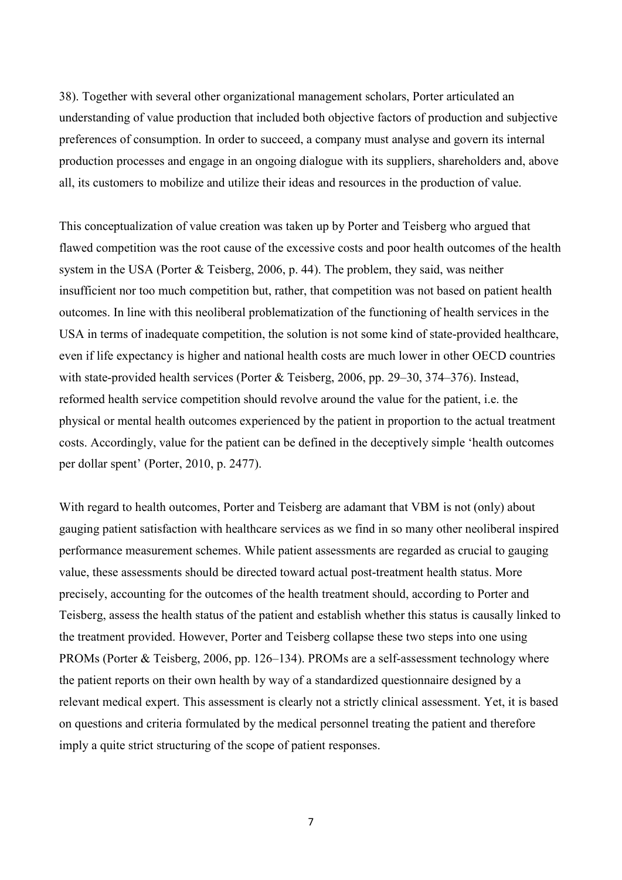38). Together with several other organizational management scholars, Porter articulated an understanding of value production that included both objective factors of production and subjective preferences of consumption. In order to succeed, a company must analyse and govern its internal production processes and engage in an ongoing dialogue with its suppliers, shareholders and, above all, its customers to mobilize and utilize their ideas and resources in the production of value.

This conceptualization of value creation was taken up by Porter and Teisberg who argued that flawed competition was the root cause of the excessive costs and poor health outcomes of the health system in the USA (Porter & Teisberg, 2006, p. 44). The problem, they said, was neither insufficient nor too much competition but, rather, that competition was not based on patient health outcomes. In line with this neoliberal problematization of the functioning of health services in the USA in terms of inadequate competition, the solution is not some kind of state-provided healthcare, even if life expectancy is higher and national health costs are much lower in other OECD countries with state-provided health services (Porter & Teisberg, 2006, pp. 29–30, 374–376). Instead, reformed health service competition should revolve around the value for the patient, i.e. the physical or mental health outcomes experienced by the patient in proportion to the actual treatment costs. Accordingly, value for the patient can be defined in the deceptively simple 'health outcomes per dollar spent' (Porter, 2010, p. 2477).

With regard to health outcomes, Porter and Teisberg are adamant that VBM is not (only) about gauging patient satisfaction with healthcare services as we find in so many other neoliberal inspired performance measurement schemes. While patient assessments are regarded as crucial to gauging value, these assessments should be directed toward actual post-treatment health status. More precisely, accounting for the outcomes of the health treatment should, according to Porter and Teisberg, assess the health status of the patient and establish whether this status is causally linked to the treatment provided. However, Porter and Teisberg collapse these two steps into one using PROMs (Porter & Teisberg, 2006, pp. 126–134). PROMs are a self-assessment technology where the patient reports on their own health by way of a standardized questionnaire designed by a relevant medical expert. This assessment is clearly not a strictly clinical assessment. Yet, it is based on questions and criteria formulated by the medical personnel treating the patient and therefore imply a quite strict structuring of the scope of patient responses.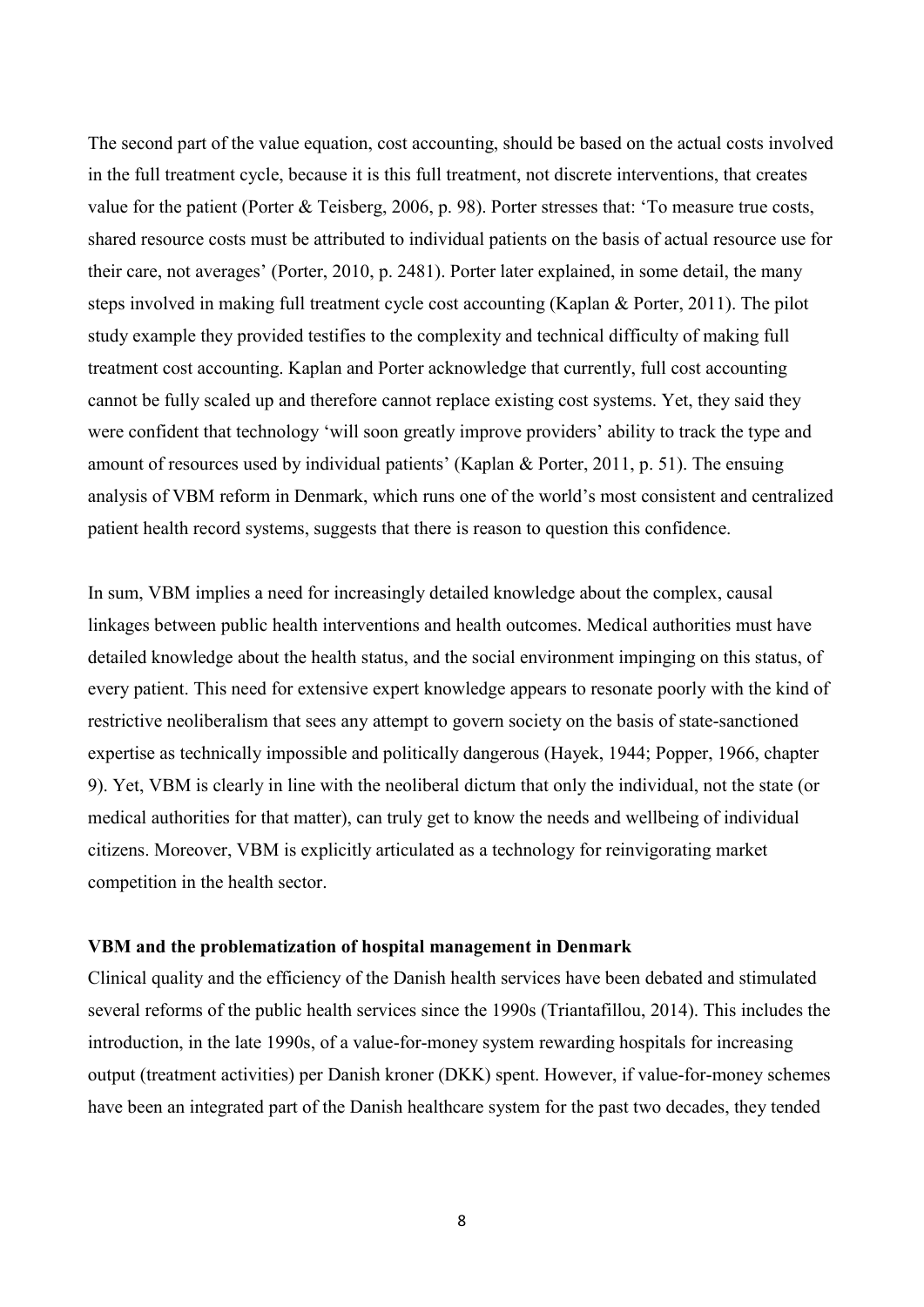The second part of the value equation, cost accounting, should be based on the actual costs involved in the full treatment cycle, because it is this full treatment, not discrete interventions, that creates value for the patient (Porter & Teisberg, 2006, p. 98). Porter stresses that: 'To measure true costs, shared resource costs must be attributed to individual patients on the basis of actual resource use for their care, not averages' (Porter, 2010, p. 2481). Porter later explained, in some detail, the many steps involved in making full treatment cycle cost accounting (Kaplan & Porter, 2011). The pilot study example they provided testifies to the complexity and technical difficulty of making full treatment cost accounting. Kaplan and Porter acknowledge that currently, full cost accounting cannot be fully scaled up and therefore cannot replace existing cost systems. Yet, they said they were confident that technology 'will soon greatly improve providers' ability to track the type and amount of resources used by individual patients' (Kaplan & Porter, 2011, p. 51). The ensuing analysis of VBM reform in Denmark, which runs one of the world's most consistent and centralized patient health record systems, suggests that there is reason to question this confidence.

In sum, VBM implies a need for increasingly detailed knowledge about the complex, causal linkages between public health interventions and health outcomes. Medical authorities must have detailed knowledge about the health status, and the social environment impinging on this status, of every patient. This need for extensive expert knowledge appears to resonate poorly with the kind of restrictive neoliberalism that sees any attempt to govern society on the basis of state-sanctioned expertise as technically impossible and politically dangerous (Hayek, 1944; Popper, 1966, chapter 9). Yet, VBM is clearly in line with the neoliberal dictum that only the individual, not the state (or medical authorities for that matter), can truly get to know the needs and wellbeing of individual citizens. Moreover, VBM is explicitly articulated as a technology for reinvigorating market competition in the health sector.

**VBM and the problematization of hospital management in Denmark**

Clinical quality and the efficiency of the Danish health services have been debated and stimulated several reforms of the public health services since the 1990s (Triantafillou, 2014). This includes the introduction, in the late 1990s, of a value-for-money system rewarding hospitals for increasing output (treatment activities) per Danish kroner (DKK) spent. However, if value-for-money schemes have been an integrated part of the Danish healthcare system for the past two decades, they tended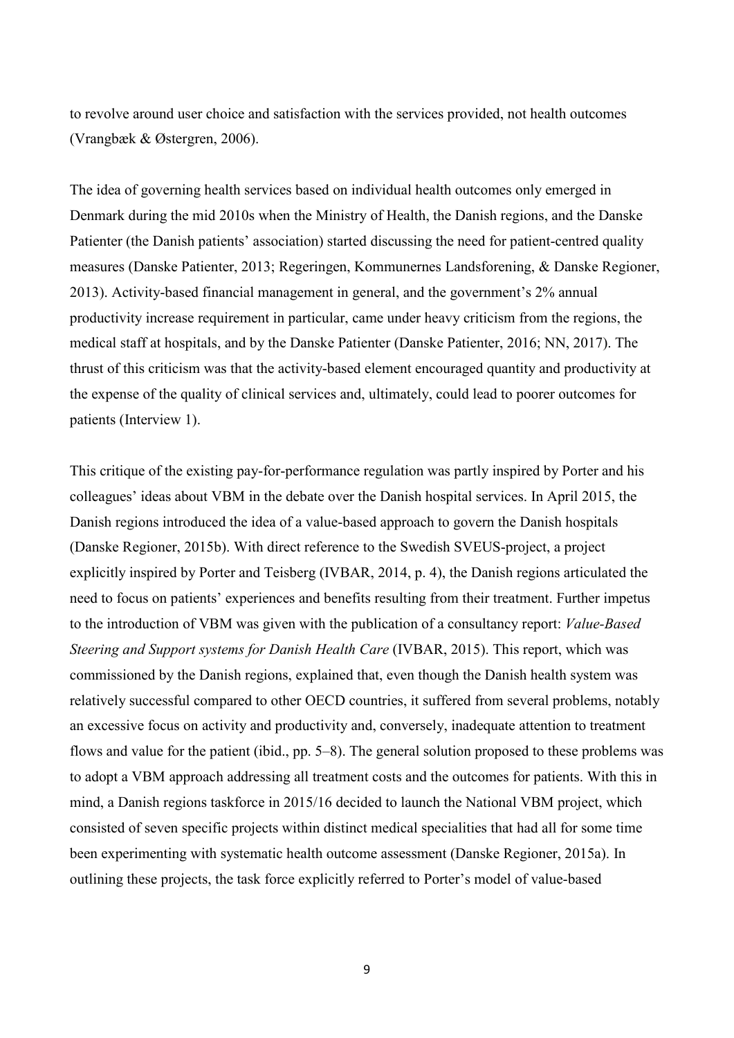to revolve around user choice and satisfaction with the services provided, not health outcomes (Vrangbæk & Østergren, 2006).

The idea of governing health services based on individual health outcomes only emerged in Denmark during the mid 2010s when the Ministry of Health, the Danish regions, and the Danske Patienter (the Danish patients' association) started discussing the need for patient-centred quality measures (Danske Patienter, 2013; Regeringen, Kommunernes Landsforening, & Danske Regioner, 2013). Activity-based financial management in general, and the government's 2% annual productivity increase requirement in particular, came under heavy criticism from the regions, the medical staff at hospitals, and by the Danske Patienter (Danske Patienter, 2016; NN, 2017). The thrust of this criticism was that the activity-based element encouraged quantity and productivity at the expense of the quality of clinical services and, ultimately, could lead to poorer outcomes for patients (Interview 1).

This critique of the existing pay-for-performance regulation was partly inspired by Porter and his colleagues' ideas about VBM in the debate over the Danish hospital services. In April 2015, the Danish regions introduced the idea of a value-based approach to govern the Danish hospitals (Danske Regioner, 2015b). With direct reference to the Swedish SVEUS-project, a project explicitly inspired by Porter and Teisberg (IVBAR, 2014, p. 4), the Danish regions articulated the need to focus on patients' experiences and benefits resulting from their treatment. Further impetus to the introduction of VBM was given with the publication of a consultancy report: *Value-Based Steering and Support systems for Danish Health Care* (IVBAR, 2015). This report, which was commissioned by the Danish regions, explained that, even though the Danish health system was relatively successful compared to other OECD countries, it suffered from several problems, notably an excessive focus on activity and productivity and, conversely, inadequate attention to treatment flows and value for the patient (ibid., pp. 5–8). The general solution proposed to these problems was to adopt a VBM approach addressing all treatment costs and the outcomes for patients. With this in mind, a Danish regions taskforce in 2015/16 decided to launch the National VBM project, which consisted of seven specific projects within distinct medical specialities that had all for some time been experimenting with systematic health outcome assessment (Danske Regioner, 2015a). In outlining these projects, the task force explicitly referred to Porter's model of value-based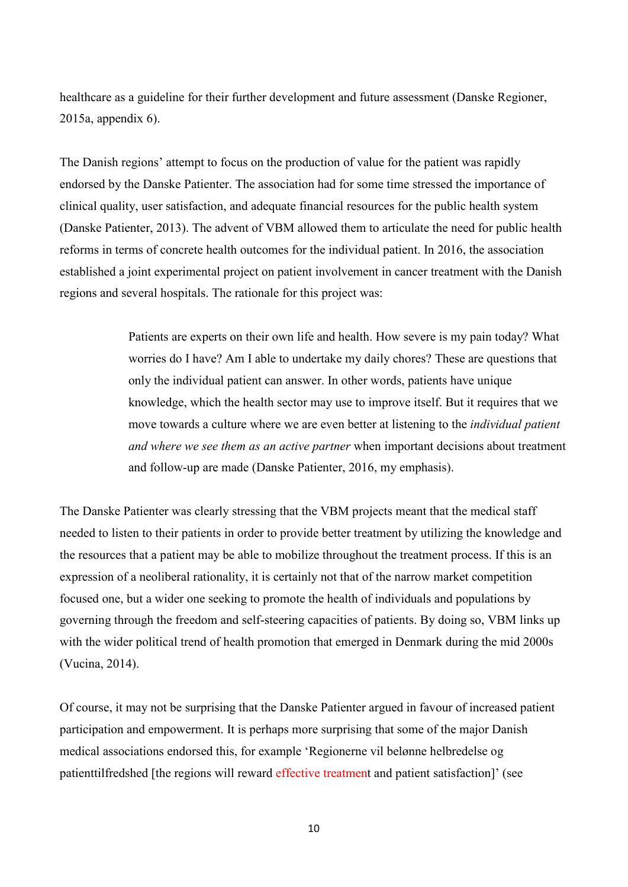healthcare as a guideline for their further development and future assessment (Danske Regioner, 2015a, appendix 6).

The Danish regions' attempt to focus on the production of value for the patient was rapidly endorsed by the Danske Patienter. The association had for some time stressed the importance of clinical quality, user satisfaction, and adequate financial resources for the public health system (Danske Patienter, 2013). The advent of VBM allowed them to articulate the need for public health reforms in terms of concrete health outcomes for the individual patient. In 2016, the association established a joint experimental project on patient involvement in cancer treatment with the Danish regions and several hospitals. The rationale for this project was:

> Patients are experts on their own life and health. How severe is my pain today? What worries do I have? Am I able to undertake my daily chores? These are questions that only the individual patient can answer. In other words, patients have unique knowledge, which the health sector may use to improve itself. But it requires that we move towards a culture where we are even better at listening to the *individual patient and where we see them as an active partner* when important decisions about treatment and follow-up are made (Danske Patienter, 2016, my emphasis).

The Danske Patienter was clearly stressing that the VBM projects meant that the medical staff needed to listen to their patients in order to provide better treatment by utilizing the knowledge and the resources that a patient may be able to mobilize throughout the treatment process. If this is an expression of a neoliberal rationality, it is certainly not that of the narrow market competition focused one, but a wider one seeking to promote the health of individuals and populations by governing through the freedom and self-steering capacities of patients. By doing so, VBM links up with the wider political trend of health promotion that emerged in Denmark during the mid 2000s (Vucina, 2014).

Of course, it may not be surprising that the Danske Patienter argued in favour of increased patient participation and empowerment. It is perhaps more surprising that some of the major Danish medical associations endorsed this, for example 'Regionerne vil belønne helbredelse og patienttilfredshed [the regions will reward effective treatment and patient satisfaction]' (see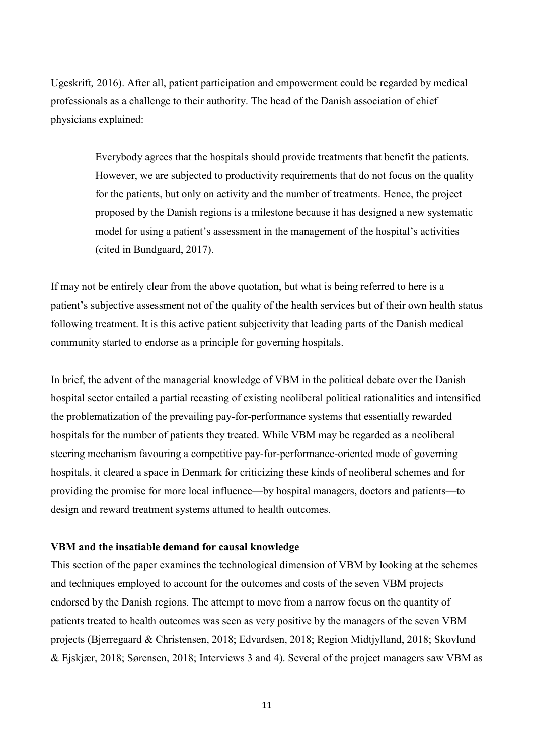Ugeskrift*,* 2016). After all, patient participation and empowerment could be regarded by medical professionals as a challenge to their authority. The head of the Danish association of chief physicians explained:

> Everybody agrees that the hospitals should provide treatments that benefit the patients. However, we are subjected to productivity requirements that do not focus on the quality for the patients, but only on activity and the number of treatments. Hence, the project proposed by the Danish regions is a milestone because it has designed a new systematic model for using a patient's assessment in the management of the hospital's activities (cited in Bundgaard, 2017).

If may not be entirely clear from the above quotation, but what is being referred to here is a patient's subjective assessment not of the quality of the health services but of their own health status following treatment. It is this active patient subjectivity that leading parts of the Danish medical community started to endorse as a principle for governing hospitals.

In brief, the advent of the managerial knowledge of VBM in the political debate over the Danish hospital sector entailed a partial recasting of existing neoliberal political rationalities and intensified the problematization of the prevailing pay-for-performance systems that essentially rewarded hospitals for the number of patients they treated. While VBM may be regarded as a neoliberal steering mechanism favouring a competitive pay-for-performance-oriented mode of governing hospitals, it cleared a space in Denmark for criticizing these kinds of neoliberal schemes and for providing the promise for more local influence—by hospital managers, doctors and patients—to design and reward treatment systems attuned to health outcomes.

**VBM and the insatiable demand for causal knowledge**

This section of the paper examines the technological dimension of VBM by looking at the schemes and techniques employed to account for the outcomes and costs of the seven VBM projects endorsed by the Danish regions. The attempt to move from a narrow focus on the quantity of patients treated to health outcomes was seen as very positive by the managers of the seven VBM projects (Bjerregaard & Christensen, 2018; Edvardsen, 2018; Region Midtjylland, 2018; Skovlund & Ejskjær, 2018; Sørensen, 2018; Interviews 3 and 4). Several of the project managers saw VBM as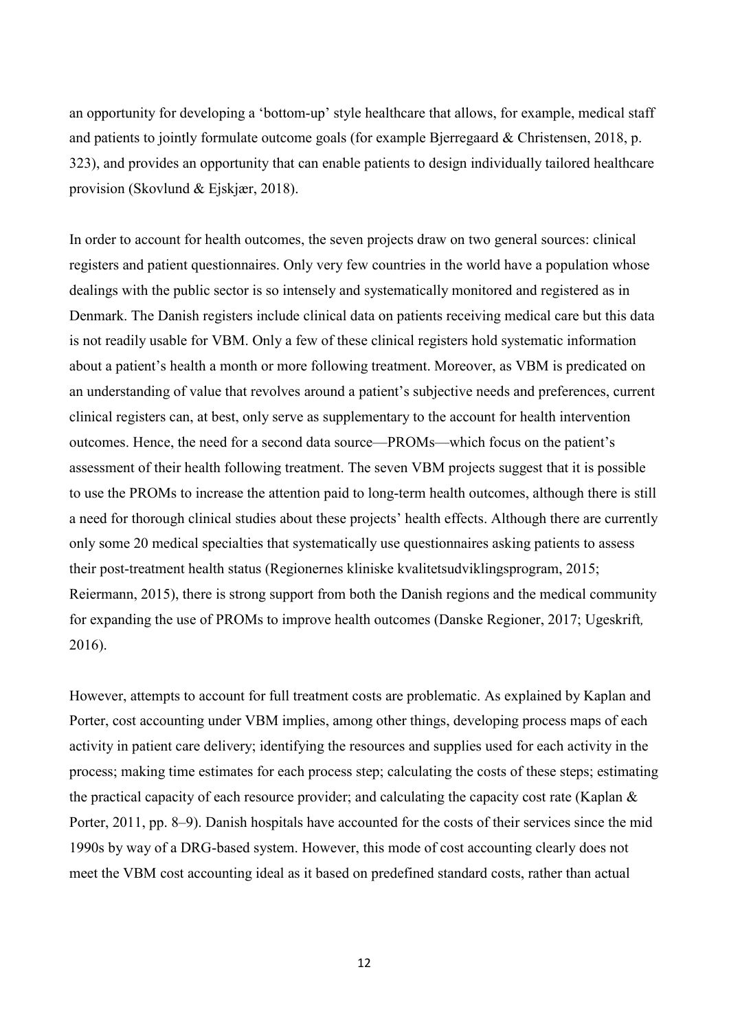an opportunity for developing a 'bottom-up' style healthcare that allows, for example, medical staff and patients to jointly formulate outcome goals (for example Bjerregaard & Christensen, 2018, p. 323), and provides an opportunity that can enable patients to design individually tailored healthcare provision (Skovlund & Ejskjær, 2018).

In order to account for health outcomes, the seven projects draw on two general sources: clinical registers and patient questionnaires. Only very few countries in the world have a population whose dealings with the public sector is so intensely and systematically monitored and registered as in Denmark. The Danish registers include clinical data on patients receiving medical care but this data is not readily usable for VBM. Only a few of these clinical registers hold systematic information about a patient's health a month or more following treatment. Moreover, as VBM is predicated on an understanding of value that revolves around a patient's subjective needs and preferences, current clinical registers can, at best, only serve as supplementary to the account for health intervention outcomes. Hence, the need for a second data source—PROMs—which focus on the patient's assessment of their health following treatment. The seven VBM projects suggest that it is possible to use the PROMs to increase the attention paid to long-term health outcomes, although there is still a need for thorough clinical studies about these projects' health effects. Although there are currently only some 20 medical specialties that systematically use questionnaires asking patients to assess their post-treatment health status (Regionernes kliniske kvalitetsudviklingsprogram, 2015; Reiermann, 2015), there is strong support from both the Danish regions and the medical community for expanding the use of PROMs to improve health outcomes (Danske Regioner, 2017; Ugeskrift*,* 2016).

However, attempts to account for full treatment costs are problematic. As explained by Kaplan and Porter, cost accounting under VBM implies, among other things, developing process maps of each activity in patient care delivery; identifying the resources and supplies used for each activity in the process; making time estimates for each process step; calculating the costs of these steps; estimating the practical capacity of each resource provider; and calculating the capacity cost rate (Kaplan & Porter, 2011, pp. 8–9). Danish hospitals have accounted for the costs of their services since the mid 1990s by way of a DRG-based system. However, this mode of cost accounting clearly does not meet the VBM cost accounting ideal as it based on predefined standard costs, rather than actual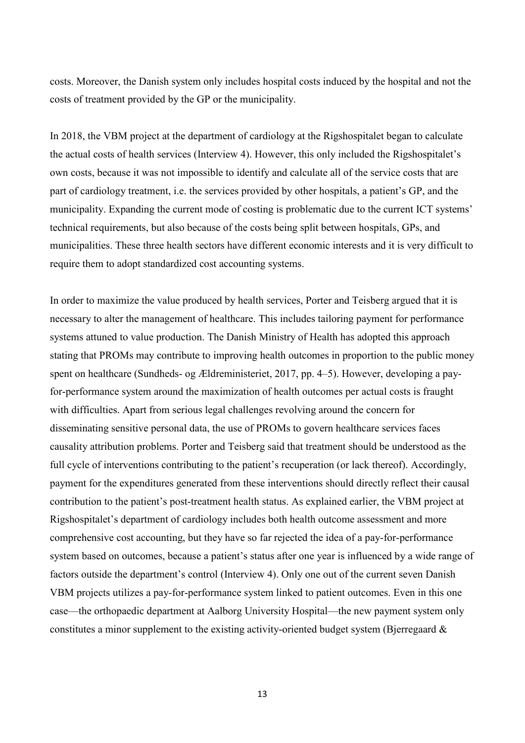costs. Moreover, the Danish system only includes hospital costs induced by the hospital and not the costs of treatment provided by the GP or the municipality.

In 2018, the VBM project at the department of cardiology at the Rigshospitalet began to calculate the actual costs of health services (Interview 4). However, this only included the Rigshospitalet's own costs, because it was not impossible to identify and calculate all of the service costs that are part of cardiology treatment, i.e. the services provided by other hospitals, a patient's GP, and the municipality. Expanding the current mode of costing is problematic due to the current ICT systems' technical requirements, but also because of the costs being split between hospitals, GPs, and municipalities. These three health sectors have different economic interests and it is very difficult to require them to adopt standardized cost accounting systems.

In order to maximize the value produced by health services, Porter and Teisberg argued that it is necessary to alter the management of healthcare. This includes tailoring payment for performance systems attuned to value production. The Danish Ministry of Health has adopted this approach stating that PROMs may contribute to improving health outcomes in proportion to the public money spent on healthcare (Sundheds- og Ældreministeriet, 2017, pp. 4–5). However, developing a pay-for-performance system around the maximization of health outcomes per actual costs is fraught with difficulties. Apart from serious legal challenges revolving around the concern for disseminating sensitive personal data, the use of PROMs to govern healthcare services faces causality attribution problems. Porter and Teisberg said that treatment should be understood as the full cycle of interventions contributing to the patient's recuperation (or lack thereof). Accordingly, payment for the expenditures generated from these interventions should directly reflect their causal contribution to the patient's post-treatment health status. As explained earlier, the VBM project at Rigshospitalet's department of cardiology includes both health outcome assessment and more comprehensive cost accounting, but they have so far rejected the idea of a pay-for-performance system based on outcomes, because a patient's status after one year is influenced by a wide range of factors outside the department's control (Interview 4). Only one out of the current seven Danish VBM projects utilizes a pay-for-performance system linked to patient outcomes. Even in this one case—the orthopaedic department at Aalborg University Hospital—the new payment system only constitutes a minor supplement to the existing activity-oriented budget system (Bjerregaard &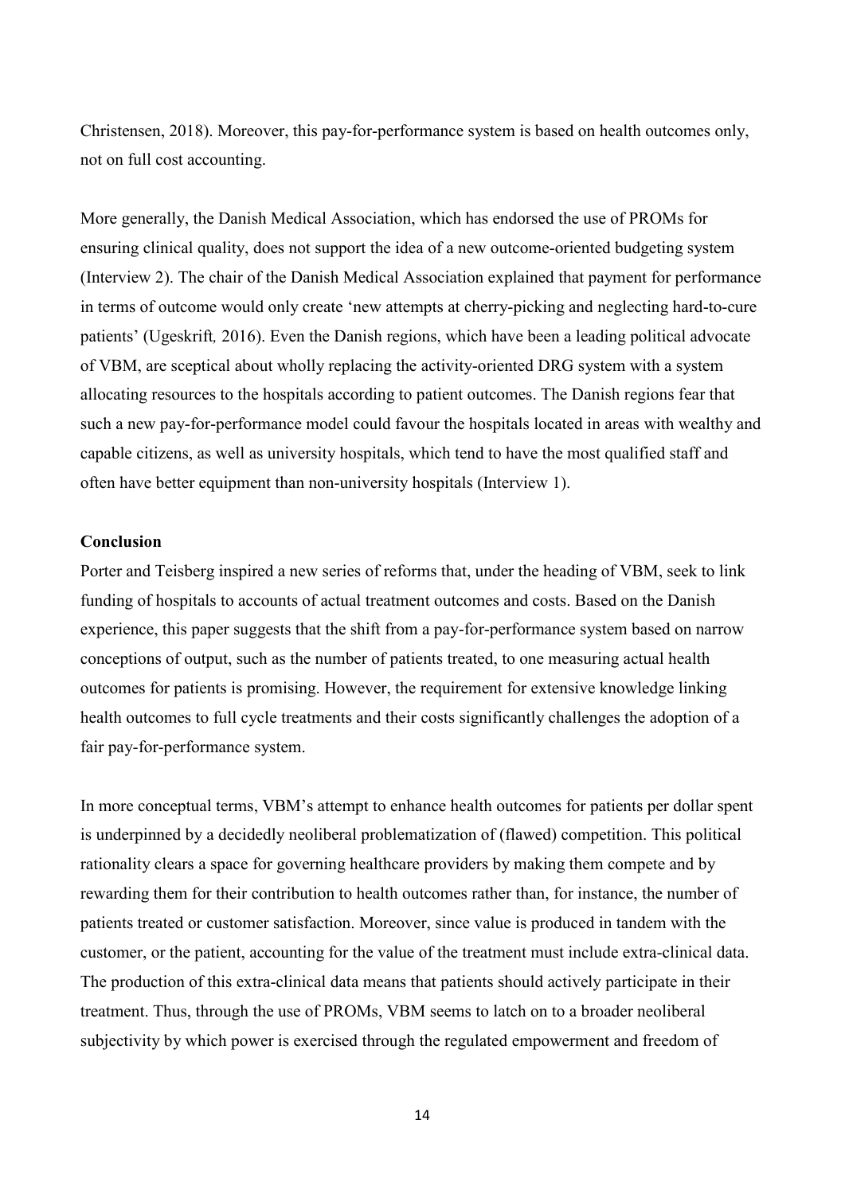Christensen, 2018). Moreover, this pay-for-performance system is based on health outcomes only, not on full cost accounting.

More generally, the Danish Medical Association, which has endorsed the use of PROMs for ensuring clinical quality, does not support the idea of a new outcome-oriented budgeting system (Interview 2). The chair of the Danish Medical Association explained that payment for performance in terms of outcome would only create 'new attempts at cherry-picking and neglecting hard-to-cure patients' (Ugeskrift*,* 2016). Even the Danish regions, which have been a leading political advocate of VBM, are sceptical about wholly replacing the activity-oriented DRG system with a system allocating resources to the hospitals according to patient outcomes. The Danish regions fear that such a new pay-for-performance model could favour the hospitals located in areas with wealthy and capable citizens, as well as university hospitals, which tend to have the most qualified staff and often have better equipment than non-university hospitals (Interview 1).

**Conclusion**

Porter and Teisberg inspired a new series of reforms that, under the heading of VBM, seek to link funding of hospitals to accounts of actual treatment outcomes and costs. Based on the Danish experience, this paper suggests that the shift from a pay-for-performance system based on narrow conceptions of output, such as the number of patients treated, to one measuring actual health outcomes for patients is promising. However, the requirement for extensive knowledge linking health outcomes to full cycle treatments and their costs significantly challenges the adoption of a fair pay-for-performance system.

In more conceptual terms, VBM's attempt to enhance health outcomes for patients per dollar spent is underpinned by a decidedly neoliberal problematization of (flawed) competition. This political rationality clears a space for governing healthcare providers by making them compete and by rewarding them for their contribution to health outcomes rather than, for instance, the number of patients treated or customer satisfaction. Moreover, since value is produced in tandem with the customer, or the patient, accounting for the value of the treatment must include extra-clinical data. The production of this extra-clinical data means that patients should actively participate in their treatment. Thus, through the use of PROMs, VBM seems to latch on to a broader neoliberal subjectivity by which power is exercised through the regulated empowerment and freedom of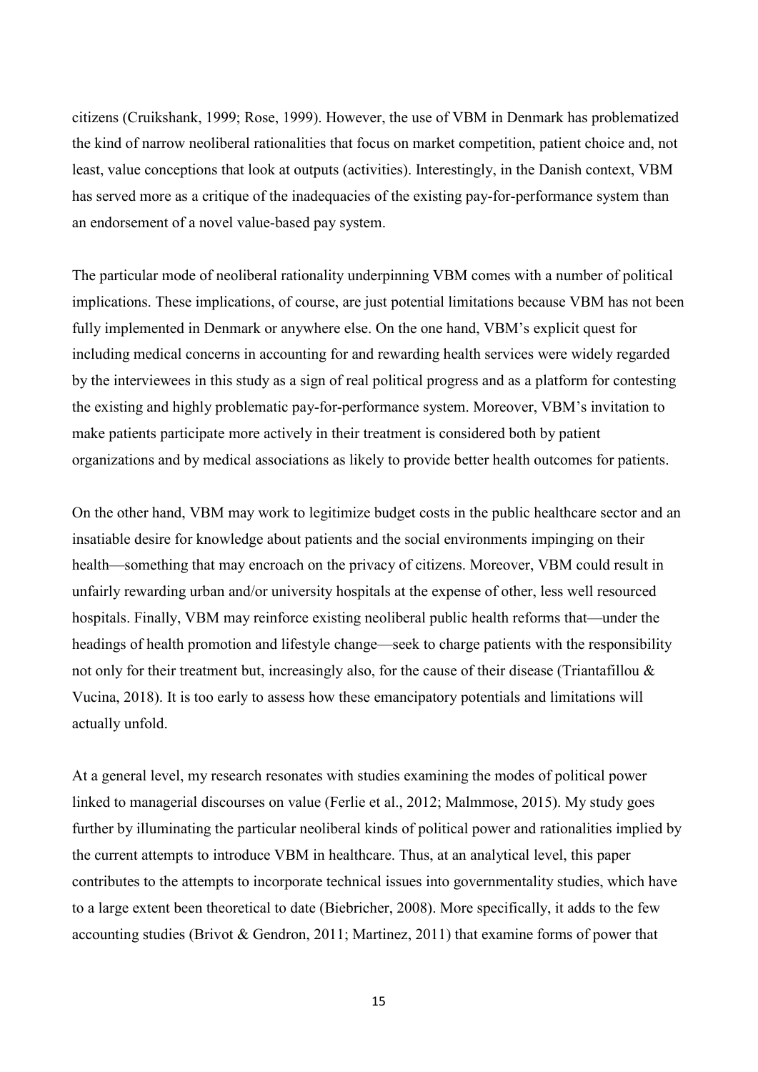citizens (Cruikshank, 1999; Rose, 1999). However, the use of VBM in Denmark has problematized the kind of narrow neoliberal rationalities that focus on market competition, patient choice and, not least, value conceptions that look at outputs (activities). Interestingly, in the Danish context, VBM has served more as a critique of the inadequacies of the existing pay-for-performance system than an endorsement of a novel value-based pay system.

The particular mode of neoliberal rationality underpinning VBM comes with a number of political implications. These implications, of course, are just potential limitations because VBM has not been fully implemented in Denmark or anywhere else. On the one hand, VBM's explicit quest for including medical concerns in accounting for and rewarding health services were widely regarded by the interviewees in this study as a sign of real political progress and as a platform for contesting the existing and highly problematic pay-for-performance system. Moreover, VBM's invitation to make patients participate more actively in their treatment is considered both by patient organizations and by medical associations as likely to provide better health outcomes for patients.

On the other hand, VBM may work to legitimize budget costs in the public healthcare sector and an insatiable desire for knowledge about patients and the social environments impinging on their health—something that may encroach on the privacy of citizens. Moreover, VBM could result in unfairly rewarding urban and/or university hospitals at the expense of other, less well resourced hospitals. Finally, VBM may reinforce existing neoliberal public health reforms that—under the headings of health promotion and lifestyle change—seek to charge patients with the responsibility not only for their treatment but, increasingly also, for the cause of their disease (Triantafillou & Vucina, 2018). It is too early to assess how these emancipatory potentials and limitations will actually unfold.

At a general level, my research resonates with studies examining the modes of political power linked to managerial discourses on value (Ferlie et al., 2012; Malmmose, 2015). My study goes further by illuminating the particular neoliberal kinds of political power and rationalities implied by the current attempts to introduce VBM in healthcare. Thus, at an analytical level, this paper contributes to the attempts to incorporate technical issues into governmentality studies, which have to a large extent been theoretical to date (Biebricher, 2008). More specifically, it adds to the few accounting studies (Brivot & Gendron, 2011; Martinez, 2011) that examine forms of power that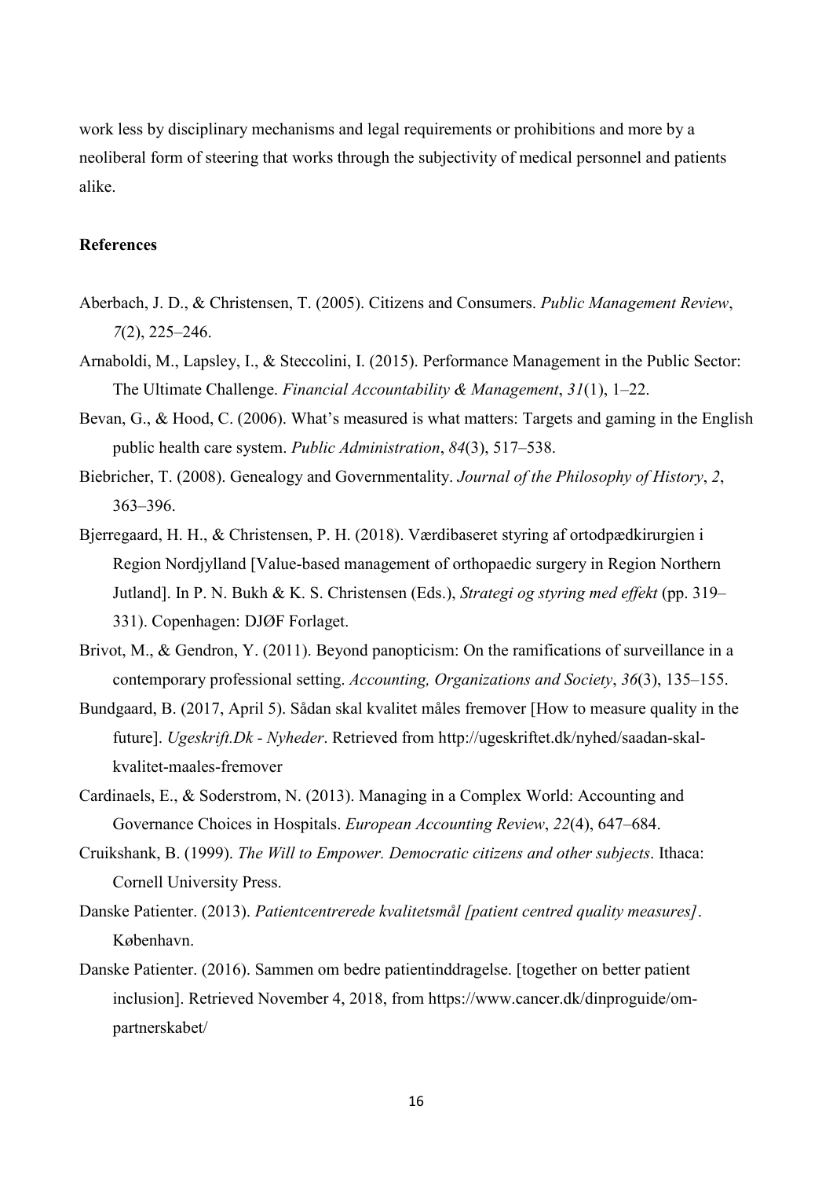work less by disciplinary mechanisms and legal requirements or prohibitions and more by a neoliberal form of steering that works through the subjectivity of medical personnel and patients alike.

**References**

Aberbach, J. D., & Christensen, T. (2005). Citizens and Consumers. *Public Management Review*, *7*(2), 225–246.

Arnaboldi, M., Lapsley, I., & Steccolini, I. (2015). Performance Management in the Public Sector: The Ultimate Challenge. *Financial Accountability & Management*, *31*(1), 1–22.

Bevan, G., & Hood, C. (2006). What's measured is what matters: Targets and gaming in the English public health care system. *Public Administration*, *84*(3), 517–538.

Biebricher, T. (2008). Genealogy and Governmentality. *Journal of the Philosophy of History*, *2*, 363–396.

Bjerregaard, H. H., & Christensen, P. H. (2018). Værdibaseret styring af ortodpædkirurgien i Region Nordjylland [Value-based management of orthopaedic surgery in Region Northern Jutland]. In P. N. Bukh & K. S. Christensen (Eds.), *Strategi og styring med effekt* (pp. 319–331). Copenhagen: DJØF Forlaget.

Brivot, M., & Gendron, Y. (2011). Beyond panopticism: On the ramifications of surveillance in a contemporary professional setting. *Accounting, Organizations and Society*, *36*(3), 135–155.

Bundgaard, B. (2017, April 5). Sådan skal kvalitet måles fremover [How to measure quality in the future]. *Ugeskrift.Dk - Nyheder*. Retrieved from http://ugeskriftet.dk/nyhed/saadan-skal-kvalitet-maales-fremover

Cardinaels, E., & Soderstrom, N. (2013). Managing in a Complex World: Accounting and Governance Choices in Hospitals. *European Accounting Review*, *22*(4), 647–684.

Cruikshank, B. (1999). *The Will to Empower. Democratic citizens and other subjects*. Ithaca: Cornell University Press.

Danske Patienter. (2013). *Patientcentrerede kvalitetsmål [patient centred quality measures]*. København.

Danske Patienter. (2016). Sammen om bedre patientinddragelse. [together on better patient inclusion]. Retrieved November 4, 2018, from https://www.cancer.dk/dinproguide/om-partnerskabet/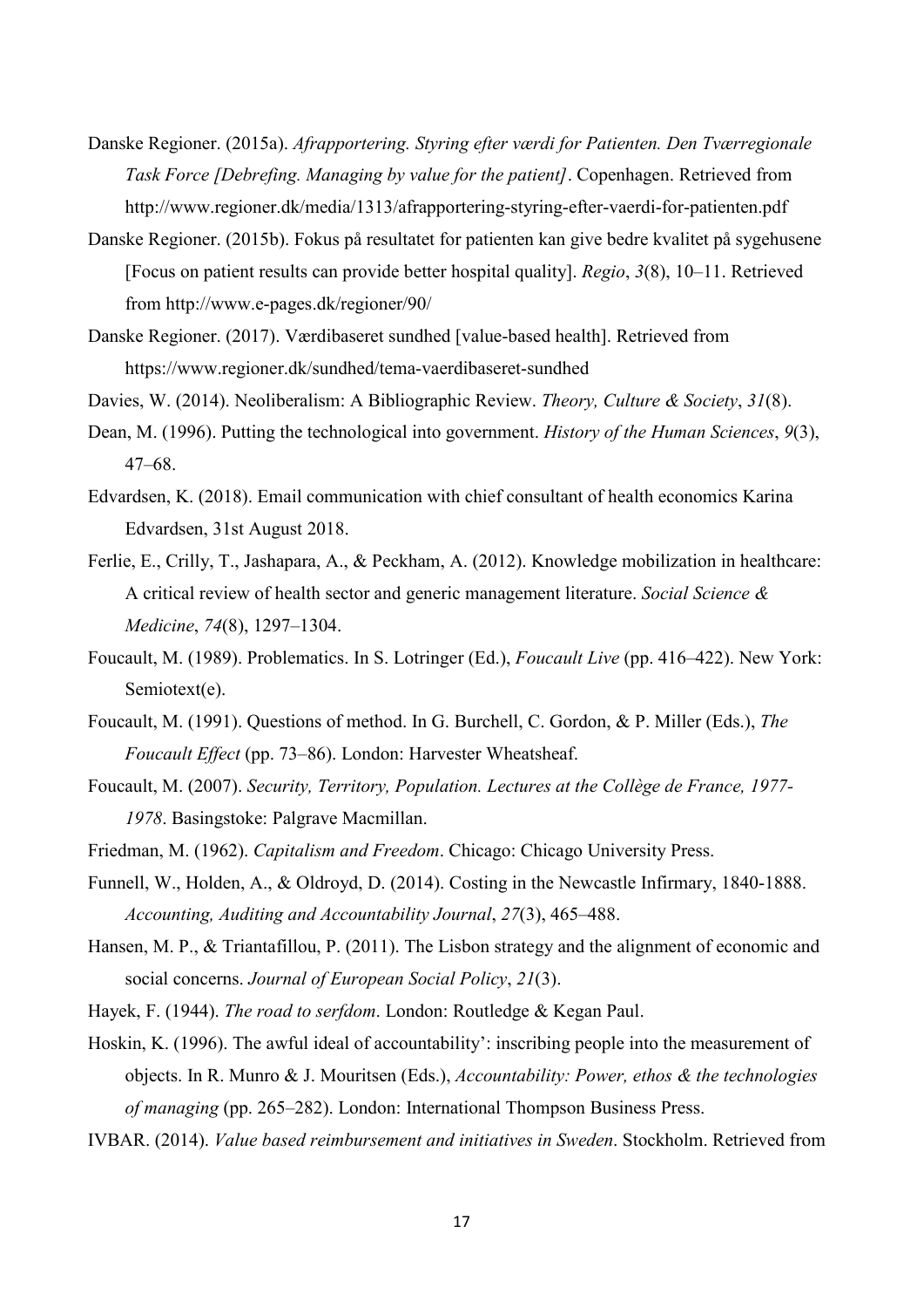Danske Regioner. (2015a). *Afrapportering. Styring efter værdi for Patienten. Den Tværregionale Task Force [Debrefing. Managing by value for the patient]*. Copenhagen. Retrieved from http://www.regioner.dk/media/1313/afrapportering-styring-efter-vaerdi-for-patienten.pdf

Danske Regioner. (2015b). Fokus på resultatet for patienten kan give bedre kvalitet på sygehusene [Focus on patient results can provide better hospital quality]. *Regio*, *3*(8), 10–11. Retrieved from http://www.e-pages.dk/regioner/90/

Danske Regioner. (2017). Værdibaseret sundhed [value-based health]. Retrieved from https://www.regioner.dk/sundhed/tema-vaerdibaseret-sundhed

Davies, W. (2014). Neoliberalism: A Bibliographic Review. *Theory, Culture & Society*, *31*(8).

Dean, M. (1996). Putting the technological into government. *History of the Human Sciences*, *9*(3), 47–68.

Edvardsen, K. (2018). Email communication with chief consultant of health economics Karina Edvardsen, 31st August 2018.

Ferlie, E., Crilly, T., Jashapara, A., & Peckham, A. (2012). Knowledge mobilization in healthcare: A critical review of health sector and generic management literature. *Social Science & Medicine*, *74*(8), 1297–1304.

Foucault, M. (1989). Problematics. In S. Lotringer (Ed.), *Foucault Live* (pp. 416–422). New York: Semiotext(e).

Foucault, M. (1991). Questions of method. In G. Burchell, C. Gordon, & P. Miller (Eds.), *The Foucault Effect* (pp. 73–86). London: Harvester Wheatsheaf.

Foucault, M. (2007). *Security, Territory, Population. Lectures at the Collège de France, 1977-1978*. Basingstoke: Palgrave Macmillan.

Friedman, M. (1962). *Capitalism and Freedom*. Chicago: Chicago University Press.

Funnell, W., Holden, A., & Oldroyd, D. (2014). Costing in the Newcastle Infirmary, 1840-1888. *Accounting, Auditing and Accountability Journal*, *27*(3), 465–488.

Hansen, M. P., & Triantafillou, P. (2011). The Lisbon strategy and the alignment of economic and social concerns. *Journal of European Social Policy*, *21*(3).

Hayek, F. (1944). *The road to serfdom*. London: Routledge & Kegan Paul.

Hoskin, K. (1996). The awful ideal of accountability': inscribing people into the measurement of objects. In R. Munro & J. Mouritsen (Eds.), *Accountability: Power, ethos & the technologies of managing* (pp. 265–282). London: International Thompson Business Press.

IVBAR. (2014). *Value based reimbursement and initiatives in Sweden*. Stockholm. Retrieved from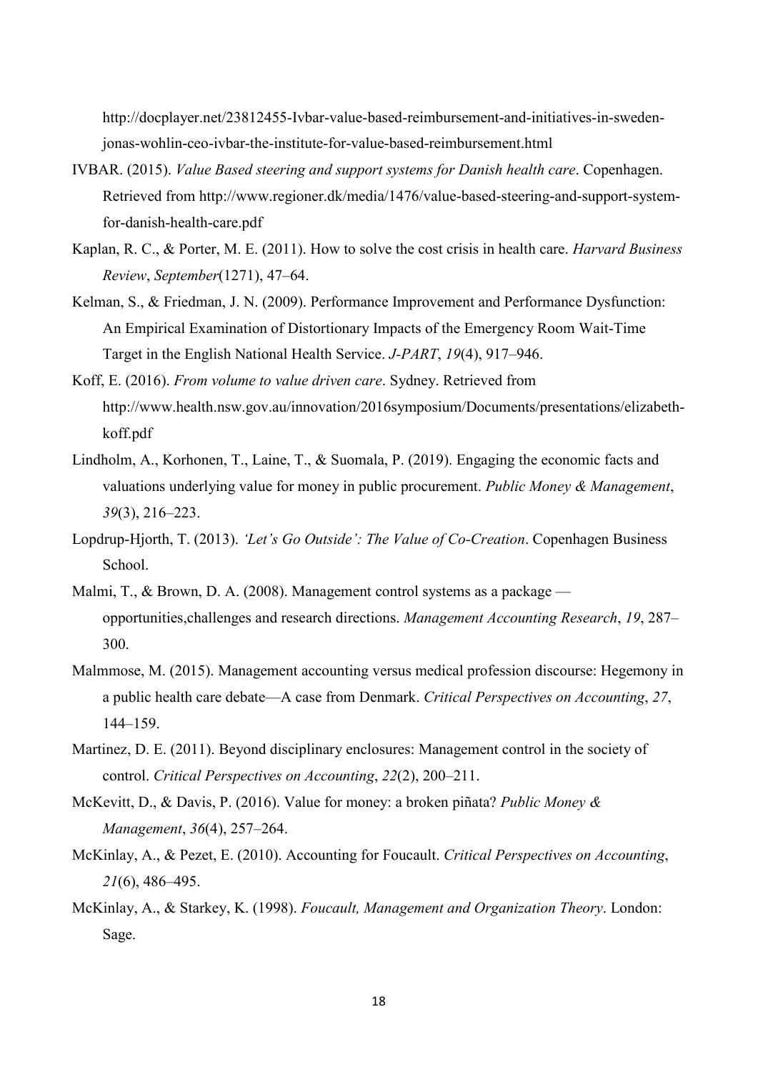http://docplayer.net/23812455-Ivbar-value-based-reimbursement-and-initiatives-in-sweden-jonas-wohlin-ceo-ivbar-the-institute-for-value-based-reimbursement.html

IVBAR. (2015). *Value Based steering and support systems for Danish health care*. Copenhagen. Retrieved from http://www.regioner.dk/media/1476/value-based-steering-and-support-system-for-danish-health-care.pdf

Kaplan, R. C., & Porter, M. E. (2011). How to solve the cost crisis in health care. *Harvard Business Review*, *September*(1271), 47–64.

Kelman, S., & Friedman, J. N. (2009). Performance Improvement and Performance Dysfunction: An Empirical Examination of Distortionary Impacts of the Emergency Room Wait-Time Target in the English National Health Service. *J-PART*, *19*(4), 917–946.

Koff, E. (2016). *From volume to value driven care*. Sydney. Retrieved from http://www.health.nsw.gov.au/innovation/2016symposium/Documents/presentations/elizabeth-koff.pdf

Lindholm, A., Korhonen, T., Laine, T., & Suomala, P. (2019). Engaging the economic facts and valuations underlying value for money in public procurement. *Public Money & Management*, *39*(3), 216–223.

Lopdrup-Hjorth, T. (2013). *'Let's Go Outside': The Value of Co-Creation*. Copenhagen Business School.

Malmi, T., & Brown, D. A. (2008). Management control systems as a package — opportunities,challenges and research directions. *Management Accounting Research*, *19*, 287–300.

Malmmose, M. (2015). Management accounting versus medical profession discourse: Hegemony in a public health care debate—A case from Denmark. *Critical Perspectives on Accounting*, *27*, 144–159.

Martinez, D. E. (2011). Beyond disciplinary enclosures: Management control in the society of control. *Critical Perspectives on Accounting*, *22*(2), 200–211.

McKevitt, D., & Davis, P. (2016). Value for money: a broken piñata? *Public Money & Management*, *36*(4), 257–264.

McKinlay, A., & Pezet, E. (2010). Accounting for Foucault. *Critical Perspectives on Accounting*, *21*(6), 486–495.

McKinlay, A., & Starkey, K. (1998). *Foucault, Management and Organization Theory*. London: Sage.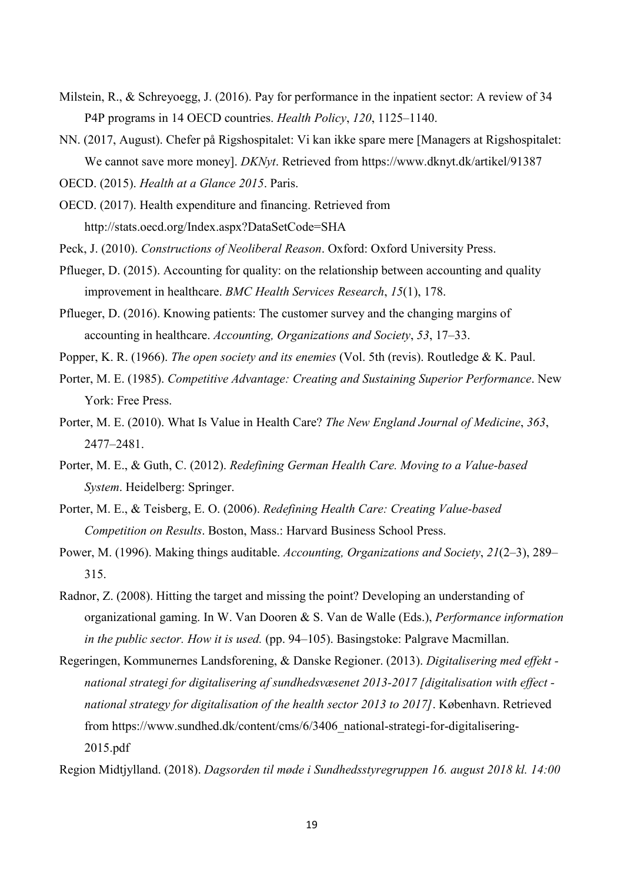Milstein, R., & Schreyoegg, J. (2016). Pay for performance in the inpatient sector: A review of 34 P4P programs in 14 OECD countries. *Health Policy*, *120*, 1125–1140.

NN. (2017, August). Chefer på Rigshospitalet: Vi kan ikke spare mere [Managers at Rigshospitalet: We cannot save more money]. *DKNyt*. Retrieved from https://www.dknyt.dk/artikel/91387

OECD. (2015). *Health at a Glance 2015*. Paris.

OECD. (2017). Health expenditure and financing. Retrieved from http://stats.oecd.org/Index.aspx?DataSetCode=SHA

Peck, J. (2010). *Constructions of Neoliberal Reason*. Oxford: Oxford University Press.

Pflueger, D. (2015). Accounting for quality: on the relationship between accounting and quality improvement in healthcare. *BMC Health Services Research*, *15*(1), 178.

Pflueger, D. (2016). Knowing patients: The customer survey and the changing margins of accounting in healthcare. *Accounting, Organizations and Society*, *53*, 17–33.

Popper, K. R. (1966). *The open society and its enemies* (Vol. 5th (revis). Routledge & K. Paul.

Porter, M. E. (1985). *Competitive Advantage: Creating and Sustaining Superior Performance*. New York: Free Press.

Porter, M. E. (2010). What Is Value in Health Care? *The New England Journal of Medicine*, *363*, 2477–2481.

Porter, M. E., & Guth, C. (2012). *Redefining German Health Care. Moving to a Value-based System*. Heidelberg: Springer.

Porter, M. E., & Teisberg, E. O. (2006). *Redefining Health Care: Creating Value-based Competition on Results*. Boston, Mass.: Harvard Business School Press.

Power, M. (1996). Making things auditable. *Accounting, Organizations and Society*, *21*(2–3), 289–315.

Radnor, Z. (2008). Hitting the target and missing the point? Developing an understanding of organizational gaming. In W. Van Dooren & S. Van de Walle (Eds.), *Performance information in the public sector. How it is used.* (pp. 94–105). Basingstoke: Palgrave Macmillan.

Regeringen, Kommunernes Landsforening, & Danske Regioner. (2013). *Digitalisering med effekt - national strategi for digitalisering af sundhedsvæsenet 2013-2017 [digitalisation with effect - national strategy for digitalisation of the health sector 2013 to 2017]*. København. Retrieved from https://www.sundhed.dk/content/cms/6/3406_national-strategi-for-digitalisering-2015.pdf

Region Midtjylland. (2018). *Dagsorden til møde i Sundhedsstyregruppen 16. august 2018 kl. 14:00*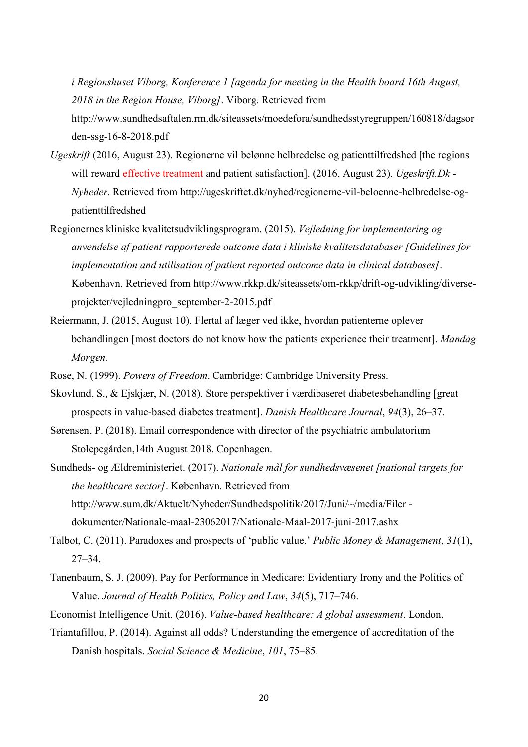*i Regionshuset Viborg, Konference 1 [agenda for meeting in the Health board 16th August, 2018 in the Region House, Viborg]*. Viborg. Retrieved from http://www.sundhedsaftalen.rm.dk/siteassets/moedefora/sundhedsstyregruppen/160818/dagsorden-ssg-16-8-2018.pdf

*Ugeskrift* (2016, August 23). Regionerne vil belønne helbredelse og patienttilfredshed [the regions will reward effective treatment and patient satisfaction]. (2016, August 23). *Ugeskrift.Dk - Nyheder*. Retrieved from http://ugeskriftet.dk/nyhed/regionerne-vil-beloenne-helbredelse-og-patienttilfredshed

Regionernes kliniske kvalitetsudviklingsprogram. (2015). *Vejledning for implementering og anvendelse af patient rapporterede outcome data i kliniske kvalitetsdatabaser [Guidelines for implementation and utilisation of patient reported outcome data in clinical databases]*. København. Retrieved from http://www.rkkp.dk/siteassets/om-rkkp/drift-og-udvikling/diverse-projekter/vejledningpro_september-2-2015.pdf

Reiermann, J. (2015, August 10). Flertal af læger ved ikke, hvordan patienterne oplever behandlingen [most doctors do not know how the patients experience their treatment]. *Mandag Morgen*.

Rose, N. (1999). *Powers of Freedom*. Cambridge: Cambridge University Press.

Skovlund, S., & Ejskjær, N. (2018). Store perspektiver i værdibaseret diabetesbehandling [great prospects in value-based diabetes treatment]. *Danish Healthcare Journal*, *94*(3), 26–37.

Sørensen, P. (2018). Email correspondence with director of the psychiatric ambulatorium Stolepegården,14th August 2018. Copenhagen.

Sundheds- og Ældreministeriet. (2017). *Nationale mål for sundhedsvæsenet [national targets for the healthcare sector]*. København. Retrieved from http://www.sum.dk/Aktuelt/Nyheder/Sundhedspolitik/2017/Juni/~/media/Filer - dokumenter/Nationale-maal-23062017/Nationale-Maal-2017-juni-2017.ashx

Talbot, C. (2011). Paradoxes and prospects of 'public value.' *Public Money & Management*, *31*(1), 27–34.

Tanenbaum, S. J. (2009). Pay for Performance in Medicare: Evidentiary Irony and the Politics of Value. *Journal of Health Politics, Policy and Law*, *34*(5), 717–746.

Economist Intelligence Unit. (2016). *Value-based healthcare: A global assessment*. London.

Triantafillou, P. (2014). Against all odds? Understanding the emergence of accreditation of the Danish hospitals. *Social Science & Medicine*, *101*, 75–85.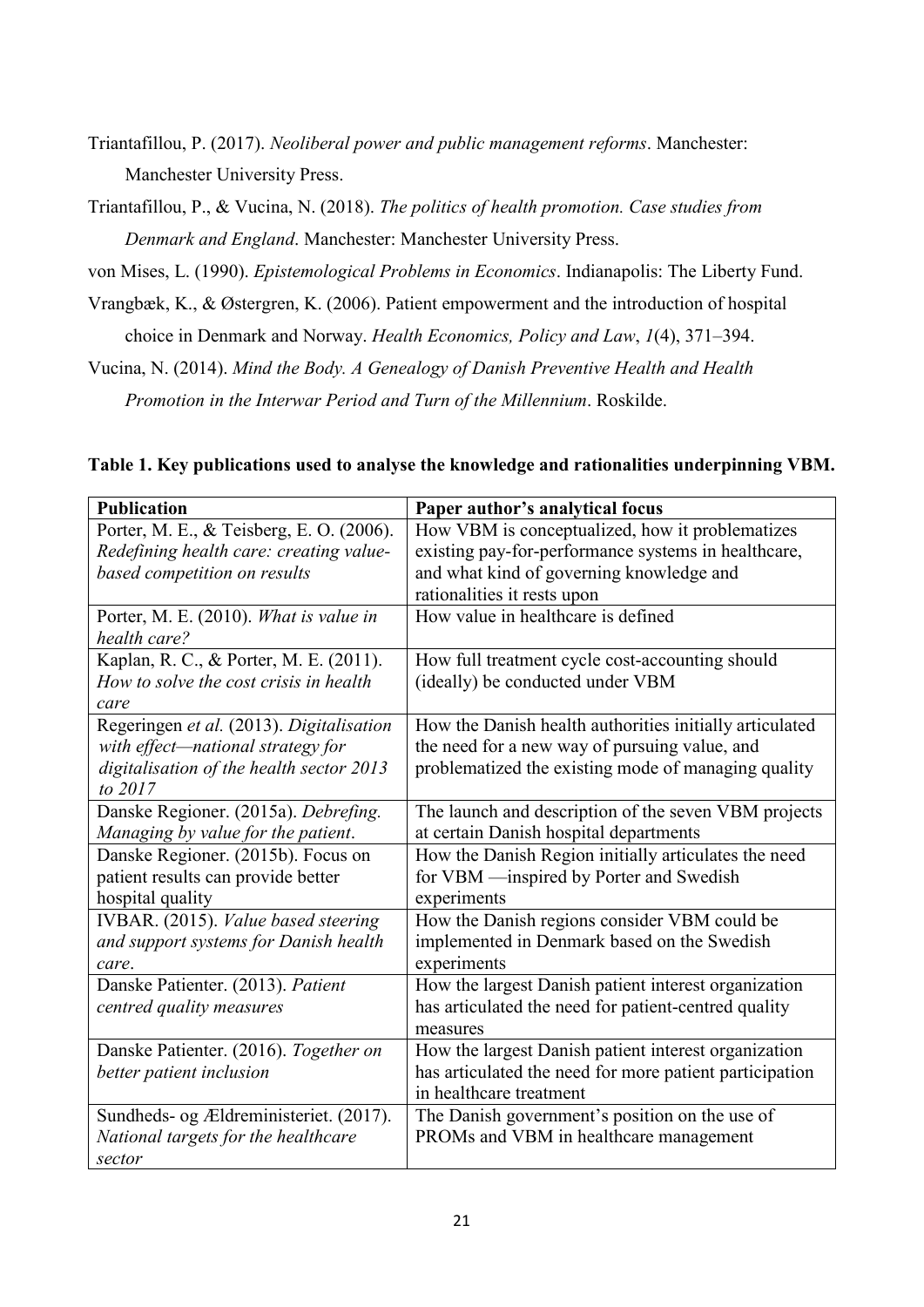Triantafillou, P. (2017). *Neoliberal power and public management reforms*. Manchester: Manchester University Press.

Triantafillou, P., & Vucina, N. (2018). *The politics of health promotion. Case studies from Denmark and England*. Manchester: Manchester University Press.

von Mises, L. (1990). *Epistemological Problems in Economics*. Indianapolis: The Liberty Fund.

Vrangbæk, K., & Østergren, K. (2006). Patient empowerment and the introduction of hospital choice in Denmark and Norway. *Health Economics, Policy and Law*, *1*(4), 371–394.

Vucina, N. (2014). *Mind the Body. A Genealogy of Danish Preventive Health and Health Promotion in the Interwar Period and Turn of the Millennium*. Roskilde.

**Table 1. Key publications used to analyse the knowledge and rationalities underpinning VBM.**

| **Publication** | **Paper author's analytical focus** |
|---|---|
| Porter, M. E., & Teisberg, E. O. (2006). *Redefining health care: creating value-based competition on results* | How VBM is conceptualized, how it problematizes existing pay-for-performance systems in healthcare, and what kind of governing knowledge and rationalities it rests upon |
| Porter, M. E. (2010). *What is value in health care?* | How value in healthcare is defined |
| Kaplan, R. C., & Porter, M. E. (2011). *How to solve the cost crisis in health care* | How full treatment cycle cost-accounting should (ideally) be conducted under VBM |
| Regeringen *et al.* (2013). *Digitalisation with effect—national strategy for digitalisation of the health sector 2013 to 2017* | How the Danish health authorities initially articulated the need for a new way of pursuing value, and problematized the existing mode of managing quality |
| Danske Regioner. (2015a). *Debrefing. Managing by value for the patient*. | The launch and description of the seven VBM projects at certain Danish hospital departments |
| Danske Regioner. (2015b). Focus on patient results can provide better hospital quality | How the Danish Region initially articulates the need for VBM —inspired by Porter and Swedish experiments |
| IVBAR. (2015). *Value based steering and support systems for Danish health care*. | How the Danish regions consider VBM could be implemented in Denmark based on the Swedish experiments |
| Danske Patienter. (2013). *Patient centred quality measures* | How the largest Danish patient interest organization has articulated the need for patient-centred quality measures |
| Danske Patienter. (2016). *Together on better patient inclusion* | How the largest Danish patient interest organization has articulated the need for more patient participation in healthcare treatment |
| Sundheds- og Ældreministeriet. (2017). *National targets for the healthcare sector* | The Danish government's position on the use of PROMs and VBM in healthcare management |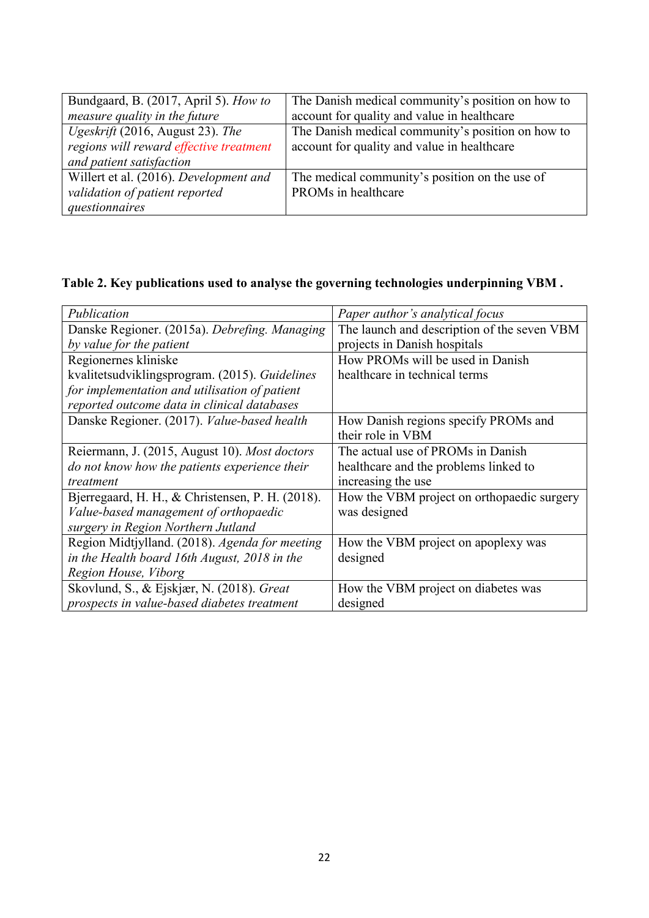| | |
|---|---|
| Bundgaard, B. (2017, April 5). *How to measure quality in the future* | The Danish medical community's position on how to account for quality and value in healthcare |
| *Ugeskrift* (2016, August 23). *The regions will reward effective treatment and patient satisfaction* | The Danish medical community's position on how to account for quality and value in healthcare |
| Willert et al. (2016). *Development and validation of patient reported questionnaires* | The medical community's position on the use of PROMs in healthcare |

**Table 2. Key publications used to analyse the governing technologies underpinning VBM .**

| *Publication* | *Paper author's analytical focus* |
|---|---|
| Danske Regioner. (2015a). *Debrefing. Managing by value for the patient* | The launch and description of the seven VBM projects in Danish hospitals |
| Regionernes kliniske kvalitetsudviklingsprogram. (2015). *Guidelines for implementation and utilisation of patient reported outcome data in clinical databases* | How PROMs will be used in Danish healthcare in technical terms |
| Danske Regioner. (2017). *Value-based health* | How Danish regions specify PROMs and their role in VBM |
| Reiermann, J. (2015, August 10). *Most doctors do not know how the patients experience their treatment* | The actual use of PROMs in Danish healthcare and the problems linked to increasing the use |
| Bjerregaard, H. H., & Christensen, P. H. (2018). *Value-based management of orthopaedic surgery in Region Northern Jutland* | How the VBM project on orthopaedic surgery was designed |
| Region Midtjylland. (2018). *Agenda for meeting in the Health board 16th August, 2018 in the Region House, Viborg* | How the VBM project on apoplexy was designed |
| Skovlund, S., & Ejskjær, N. (2018). *Great prospects in value-based diabetes treatment* | How the VBM project on diabetes was designed |